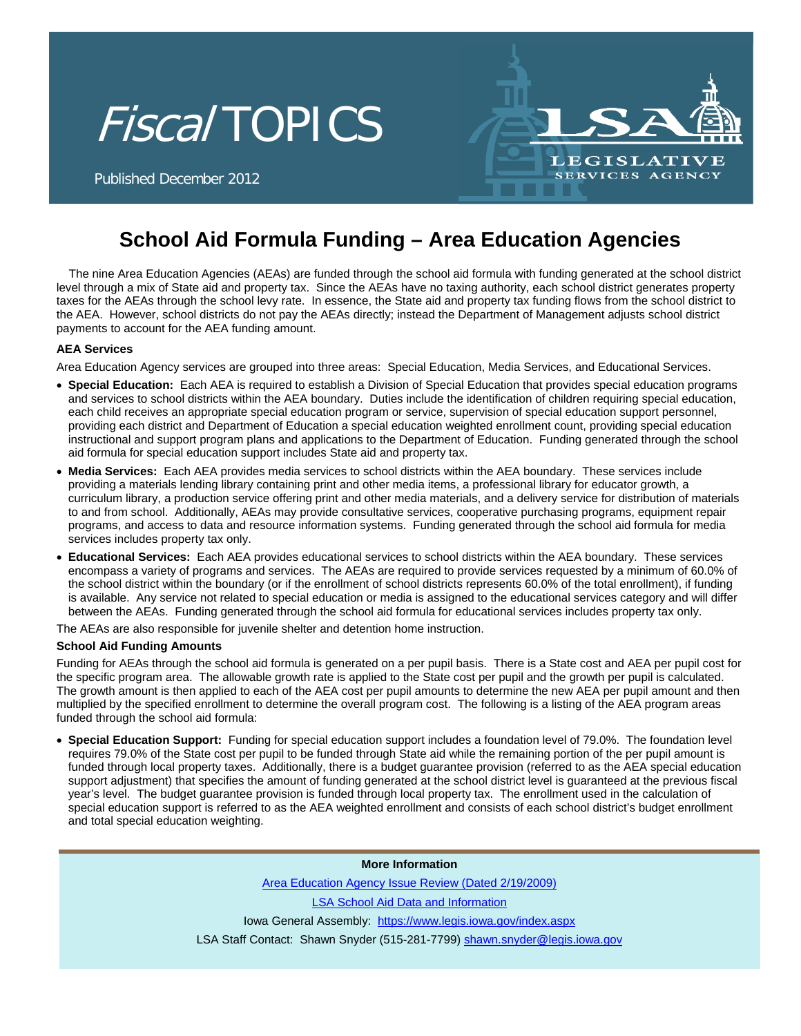*Fiscal* TOPICS

Published December 2012

# School Aid Formula Funding – Area Education Agencies

The nine Area Education Agencies (AEAs) are funded through the school aid formula with funding generated at the school district level through a mix of State aid and property tax. Since the AEAs have no taxing authority, each school district generates property taxes for the AEAs through the school levy rate. In essence, the State aid and property tax funding flows from the school district to the AEA. However, school districts do not pay the AEAs directly; instead the Department of Management adjusts school district payments to account for the AEA funding amount.

### AEA Services

Area Education Agency services are grouped into three areas: Special Education, Media Services, and Educational Services.

- **Special Education:** Each AEA is required to establish a Division of Special Education that provides special education programs and services to school districts within the AEA boundary. Duties include the identification of children requiring special education, each child receives an appropriate special education program or service, supervision of special education support personnel, providing each district and Department of Education a special education weighted enrollment count, providing special education instructional and support program plans and applications to the Department of Education. Funding generated through the school aid formula for special education support includes State aid and property tax.
- **Media Services:** Each AEA provides media services to school districts within the AEA boundary. These services include providing a materials lending library containing print and other media items, a professional library for educator growth, a curriculum library, a production service offering print and other media materials, and a delivery service for distribution of materials to and from school. Additionally, AEAs may provide consultative services, cooperative purchasing programs, equipment repair programs, and access to data and resource information systems. Funding generated through the school aid formula for media services includes property tax only.
- **Educational Services:** Each AEA provides educational services to school districts within the AEA boundary. These services encompass a variety of programs and services. The AEAs are required to provide services requested by a minimum of 60.0% of the school district within the boundary (or if the enrollment of school districts represents 60.0% of the total enrollment), if funding is available. Any service not related to special education or media is assigned to the educational services category and will differ between the AEAs. Funding generated through the school aid formula for educational services includes property tax only.

The AEAs are also responsible for juvenile shelter and detention home instruction.

### School Aid Funding Amounts

Funding for AEAs through the school aid formula is generated on a per pupil basis. There is a State cost and AEA per pupil cost for the specific program area. The allowable growth rate is applied to the State cost per pupil and the growth per pupil is calculated. The growth amount is then applied to each of the AEA cost per pupil amounts to determine the new AEA per pupil amount and then multiplied by the specified enrollment to determine the overall program cost. The following is a listing of the AEA program areas funded through the school aid formula:

- **Special Education Support:** Funding for special education support includes a foundation level of 79.0%. The foundation level requires 79.0% of the State cost per pupil to be funded through State aid while the remaining portion of the per pupil amount is funded through local property taxes. Additionally, there is a budget guarantee provision (referred to as the AEA special education support adjustment) that specifies the amount of funding generated at the school district level is guaranteed at the previous fiscal year's level. The budget guarantee provision is funded through local property tax. The enrollment used in the calculation of special education support is referred to as the AEA weighted enrollment and consists of each school district's budget enrollment and total special education weighting.

**More Information**

Area Education Agency Issue Review (Dated 2/19/2009)

LSA School Aid Data and Information

Iowa General Assembly: https://www.legis.iowa.gov/index.aspx

LSA Staff Contact: Shawn Snyder (515-281-7799) shawn.snyder@legis.iowa.gov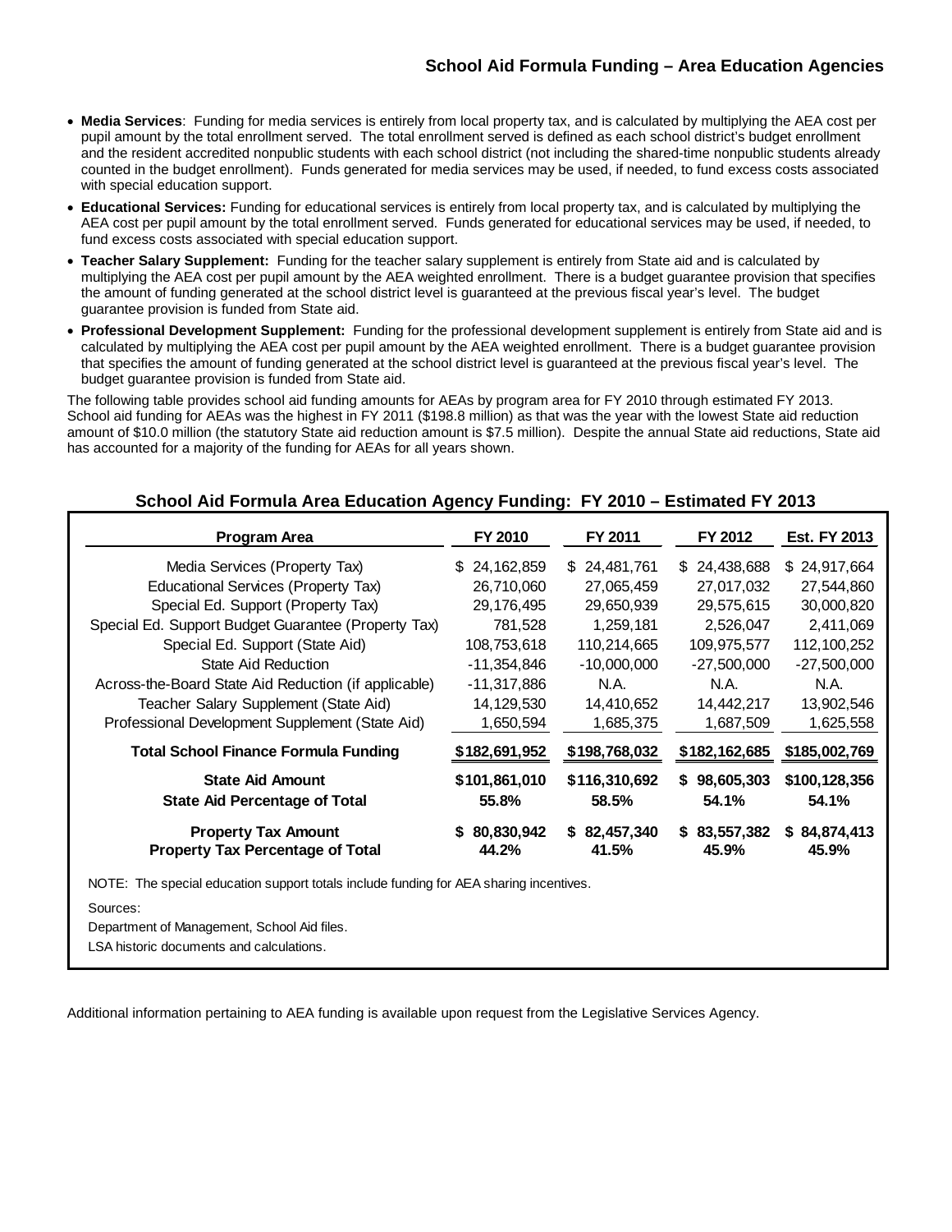## School Aid Formula Funding – Area Education Agencies

- **Media Services**: Funding for media services is entirely from local property tax, and is calculated by multiplying the AEA cost per pupil amount by the total enrollment served. The total enrollment served is defined as each school district's budget enrollment and the resident accredited nonpublic students with each school district (not including the shared-time nonpublic students already counted in the budget enrollment). Funds generated for media services may be used, if needed, to fund excess costs associated with special education support.
- **Educational Services:** Funding for educational services is entirely from local property tax, and is calculated by multiplying the AEA cost per pupil amount by the total enrollment served. Funds generated for educational services may be used, if needed, to fund excess costs associated with special education support.
- **Teacher Salary Supplement:** Funding for the teacher salary supplement is entirely from State aid and is calculated by multiplying the AEA cost per pupil amount by the AEA weighted enrollment. There is a budget guarantee provision that specifies the amount of funding generated at the school district level is guaranteed at the previous fiscal year's level. The budget guarantee provision is funded from State aid.
- **Professional Development Supplement:** Funding for the professional development supplement is entirely from State aid and is calculated by multiplying the AEA cost per pupil amount by the AEA weighted enrollment. There is a budget guarantee provision that specifies the amount of funding generated at the school district level is guaranteed at the previous fiscal year's level. The budget guarantee provision is funded from State aid.

The following table provides school aid funding amounts for AEAs by program area for FY 2010 through estimated FY 2013. School aid funding for AEAs was the highest in FY 2011 ($198.8 million) as that was the year with the lowest State aid reduction amount of $10.0 million (the statutory State aid reduction amount is $7.5 million). Despite the annual State aid reductions, State aid has accounted for a majority of the funding for AEAs for all years shown.

### School Aid Formula Area Education Agency Funding: FY 2010 – Estimated FY 2013

| Program Area | FY 2010 | FY 2011 | FY 2012 | Est. FY 2013 |
|---|---|---|---|---|
| Media Services (Property Tax) | $ 24,162,859 | $ 24,481,761 | $ 24,438,688 | $ 24,917,664 |
| Educational Services (Property Tax) | 26,710,060 | 27,065,459 | 27,017,032 | 27,544,860 |
| Special Ed. Support (Property Tax) | 29,176,495 | 29,650,939 | 29,575,615 | 30,000,820 |
| Special Ed. Support Budget Guarantee (Property Tax) | 781,528 | 1,259,181 | 2,526,047 | 2,411,069 |
| Special Ed. Support (State Aid) | 108,753,618 | 110,214,665 | 109,975,577 | 112,100,252 |
| State Aid Reduction | -11,354,846 | -10,000,000 | -27,500,000 | -27,500,000 |
| Across-the-Board State Aid Reduction (if applicable) | -11,317,886 | N.A. | N.A. | N.A. |
| Teacher Salary Supplement (State Aid) | 14,129,530 | 14,410,652 | 14,442,217 | 13,902,546 |
| Professional Development Supplement (State Aid) | 1,650,594 | 1,685,375 | 1,687,509 | 1,625,558 |
| **Total School Finance Formula Funding** | **$182,691,952** | **$198,768,032** | **$182,162,685** | **$185,002,769** |
| **State Aid Amount** | **$101,861,010** | **$116,310,692** | **$ 98,605,303** | **$100,128,356** |
| **State Aid Percentage of Total** | **55.8%** | **58.5%** | **54.1%** | **54.1%** |
| **Property Tax Amount** | **$ 80,830,942** | **$ 82,457,340** | **$ 83,557,382** | **$ 84,874,413** |
| **Property Tax Percentage of Total** | **44.2%** | **41.5%** | **45.9%** | **45.9%** |

NOTE: The special education support totals include funding for AEA sharing incentives.

Sources:

Department of Management, School Aid files.

LSA historic documents and calculations.

Additional information pertaining to AEA funding is available upon request from the Legislative Services Agency.